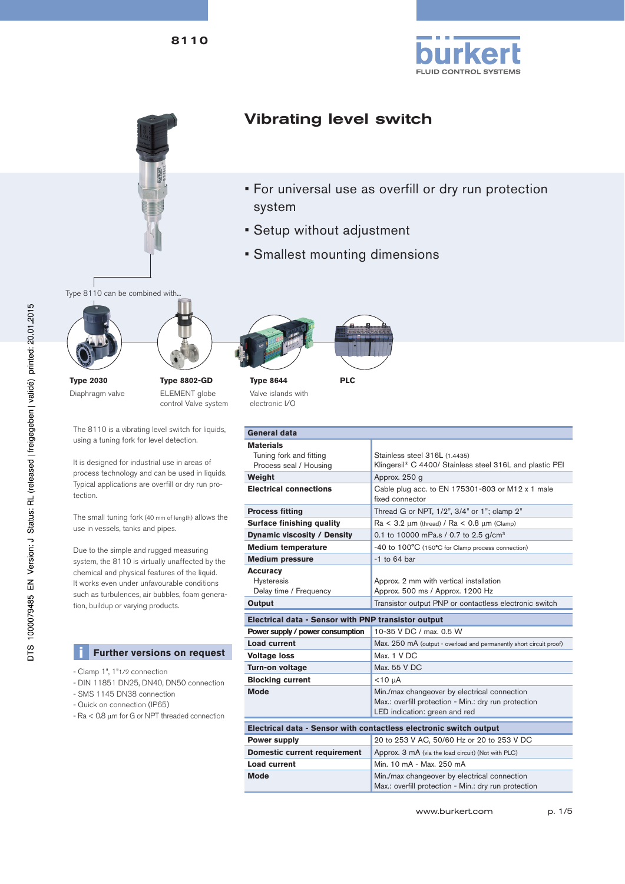8110

# Vibrating level switch

- For universal use as overfill or dry run protection system
- Setup without adjustment
- Smallest mounting dimensions

Type 8110 can be combined with...

**Type 2030**
Diaphragm valve

**Type 8802-GD**
ELEMENT globe control Valve system

**Type 8644**
Valve islands with electronic I/O

**PLC**

The 8110 is a vibrating level switch for liquids, using a tuning fork for level detection.

It is designed for industrial use in areas of process technology and can be used in liquids. Typical applications are overfill or dry run protection.

The small tuning fork (40 mm of length) allows the use in vessels, tanks and pipes.

Due to the simple and rugged measuring system, the 8110 is virtually unaffected by the chemical and physical features of the liquid. It works even under unfavourable conditions such as turbulences, air bubbles, foam generation, buildup or varying products.

## Further versions on request

- Clamp 1", 1"1/2 connection
- DIN 11851 DN25, DN40, DN50 connection
- SMS 1145 DN38 connection
- Quick on connection (IP65)
- Ra < 0.8 µm for G or NPT threaded connection

| General data | |
|---|---|
| **Materials** | |
| Tuning fork and fitting | Stainless steel 316L (1.4435) |
| Process seal / Housing | Klingersil® C 4400/ Stainless steel 316L and plastic PEI |
| **Weight** | Approx. 250 g |
| **Electrical connections** | Cable plug acc. to EN 175301-803 or M12 x 1 male fixed connector |
| **Process fitting** | Thread G or NPT, 1/2", 3/4" or 1"; clamp 2" |
| **Surface finishing quality** | Ra < 3.2 µm (thread) / Ra < 0.8 µm (Clamp) |
| **Dynamic viscosity / Density** | 0.1 to 10000 mPa.s / 0.7 to 2.5 g/cm³ |
| **Medium temperature** | -40 to 100°C (150°C for Clamp process connection) |
| **Medium pressure** | -1 to 64 bar |
| **Accuracy** | |
| Hysteresis | Approx. 2 mm with vertical installation |
| Delay time / Frequency | Approx. 500 ms / Approx. 1200 Hz |
| **Output** | Transistor output PNP or contactless electronic switch |

| Electrical data - Sensor with PNP transistor output | |
|---|---|
| **Power supply / power consumption** | 10-35 V DC / max. 0.5 W |
| **Load current** | Max. 250 mA (output - overload and permanently short circuit proof) |
| **Voltage loss** | Max. 1 V DC |
| **Turn-on voltage** | Max. 55 V DC |
| **Blocking current** | <10 µA |
| **Mode** | Min./max changeover by electrical connection<br>Max.: overfill protection - Min.: dry run protection<br>LED indication: green and red |

| Electrical data - Sensor with contactless electronic switch output | |
|---|---|
| **Power supply** | 20 to 253 V AC, 50/60 Hz or 20 to 253 V DC |
| **Domestic current requirement** | Approx. 3 mA (via the load circuit) (Not with PLC) |
| **Load current** | Min. 10 mA - Max. 250 mA |
| **Mode** | Min./max changeover by electrical connection<br>Max.: overfill protection - Min.: dry run protection |

www.burkert.com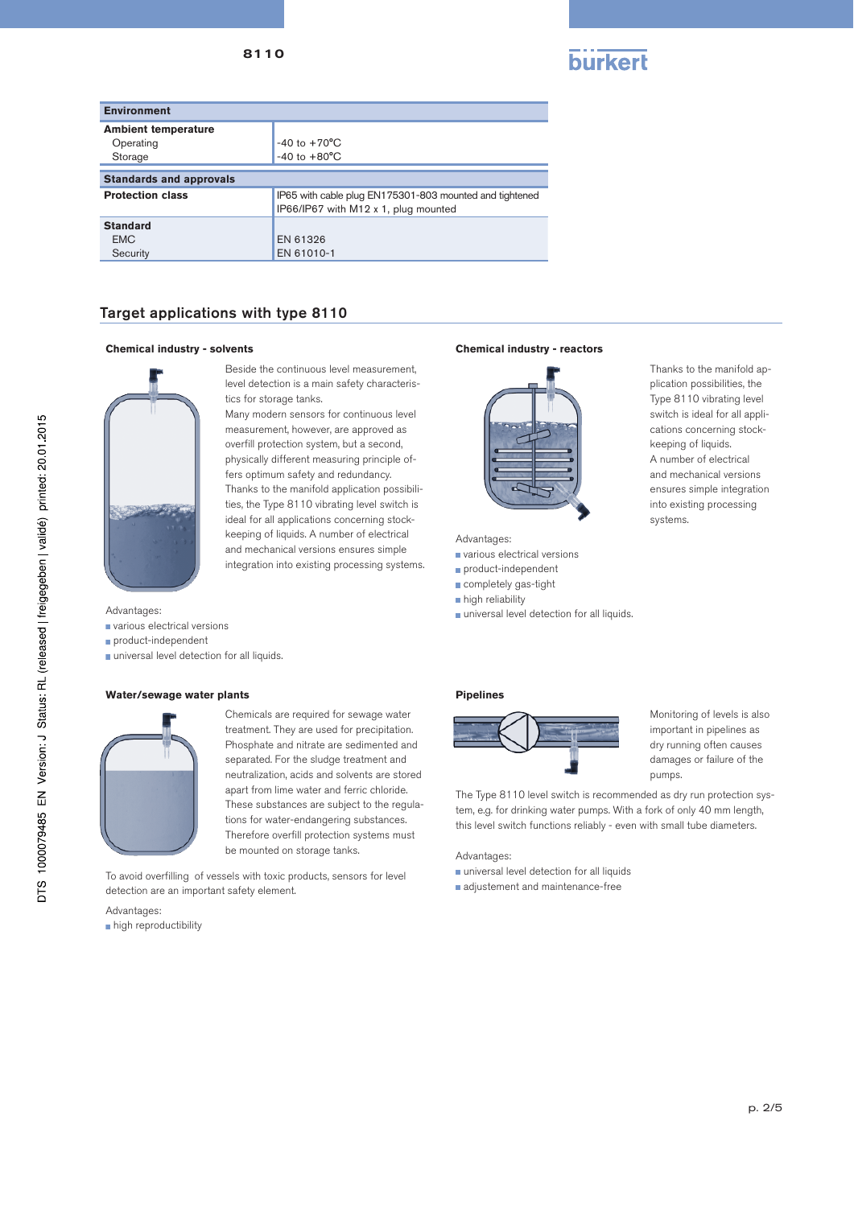| Environment | |
|---|---|
| **Ambient temperature** | |
| Operating | -40 to +70°C |
| Storage | -40 to +80°C |
| **Standards and approvals** | |
| **Protection class** | IP65 with cable plug EN175301-803 mounted and tightened<br>IP66/IP67 with M12 x 1, plug mounted |
| **Standard** | |
| EMC | EN 61326 |
| Security | EN 61010-1 |

## Target applications with type 8110

### Chemical industry - solvents

Beside the continuous level measurement, level detection is a main safety characteristics for storage tanks.
Many modern sensors for continuous level measurement, however, are approved as overfill protection system, but a second, physically different measuring principle offers optimum safety and redundancy.
Thanks to the manifold application possibilities, the Type 8110 vibrating level switch is ideal for all applications concerning stock-keeping of liquids. A number of electrical and mechanical versions ensures simple integration into existing processing systems.

Advantages:

- various electrical versions
- product-independent
- universal level detection for all liquids.

### Chemical industry - reactors

Thanks to the manifold application possibilities, the Type 8110 vibrating level switch is ideal for all applications concerning stock-keeping of liquids.
A number of electrical and mechanical versions ensures simple integration into existing processing systems.

Advantages:

- various electrical versions
- product-independent
- completely gas-tight
- high reliability
- universal level detection for all liquids.

### Water/sewage water plants

Chemicals are required for sewage water treatment. They are used for precipitation. Phosphate and nitrate are sedimented and separated. For the sludge treatment and neutralization, acids and solvents are stored apart from lime water and ferric chloride. These substances are subject to the regulations for water-endangering substances. Therefore overfill protection systems must be mounted on storage tanks.

To avoid overfilling of vessels with toxic products, sensors for level detection are an important safety element.

Advantages:

- high reproductibility

### Pipelines

Monitoring of levels is also important in pipelines as dry running often causes damages or failure of the pumps.

The Type 8110 level switch is recommended as dry run protection system, e.g. for drinking water pumps. With a fork of only 40 mm length, this level switch functions reliably - even with small tube diameters.

Advantages:

- universal level detection for all liquids
- adjustement and maintenance-free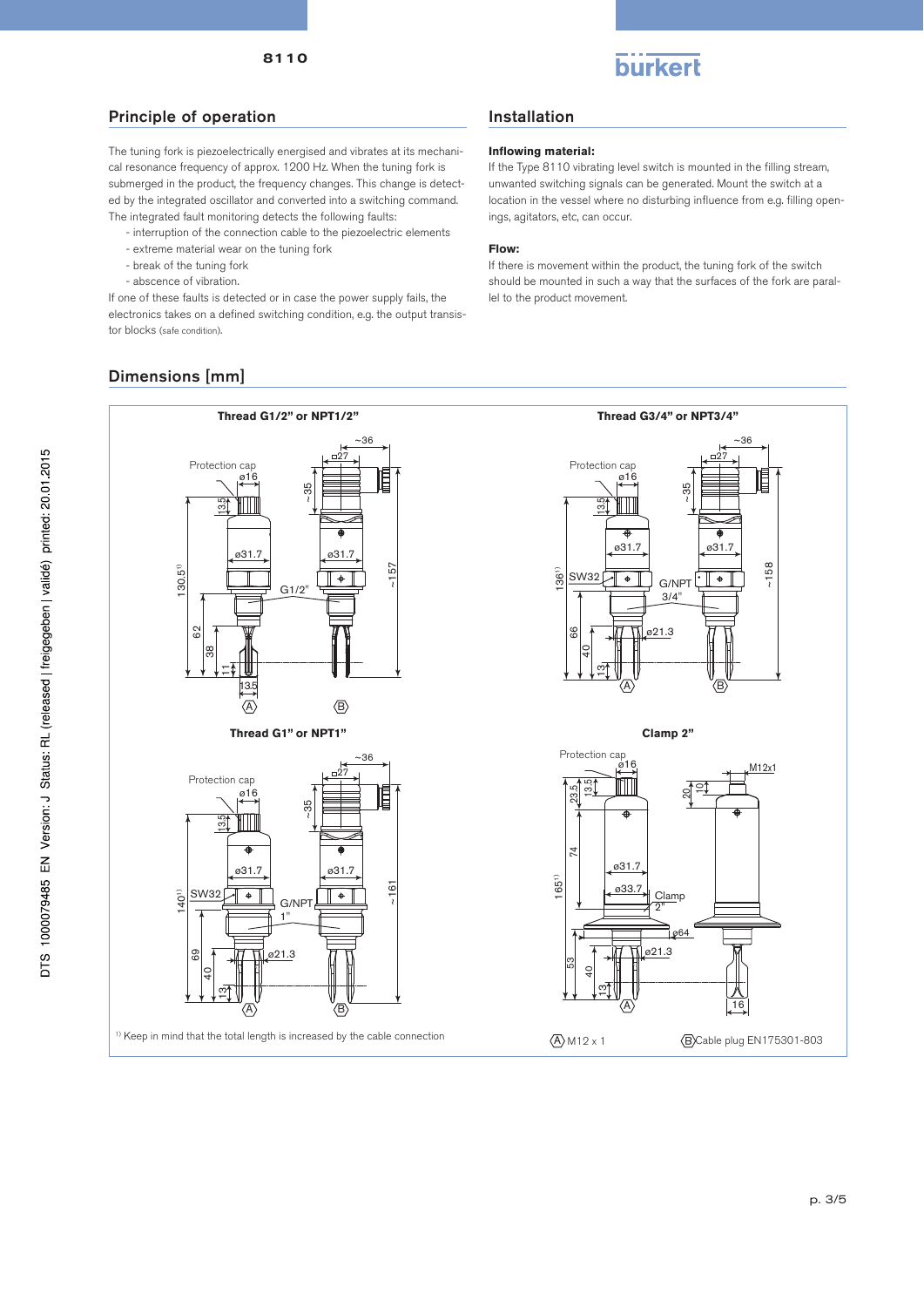## Principle of operation

The tuning fork is piezoelectrically energised and vibrates at its mechanical resonance frequency of approx. 1200 Hz. When the tuning fork is submerged in the product, the frequency changes. This change is detected by the integrated oscillator and converted into a switching command. The integrated fault monitoring detects the following faults:

- interruption of the connection cable to the piezoelectric elements
- extreme material wear on the tuning fork
- break of the tuning fork
- abscence of vibration.

If one of these faults is detected or in case the power supply fails, the electronics takes on a defined switching condition, e.g. the output transistor blocks (safe condition).

## Installation

**Inflowing material:**

If the Type 8110 vibrating level switch is mounted in the filling stream, unwanted switching signals can be generated. Mount the switch at a location in the vessel where no disturbing influence from e.g. filling openings, agitators, etc, can occur.

**Flow:**

If there is movement within the product, the tuning fork of the switch should be mounted in such a way that the surfaces of the fork are parallel to the product movement.

## Dimensions [mm]

**Thread G1/2" or NPT1/2"**

**Thread G3/4" or NPT3/4"**

**Thread G1" or NPT1"**

**Clamp 2"**

[1] Keep in mind that the total length is increased by the cable connection

Ⓐ M12 x 1　　Ⓑ Cable plug EN175301-803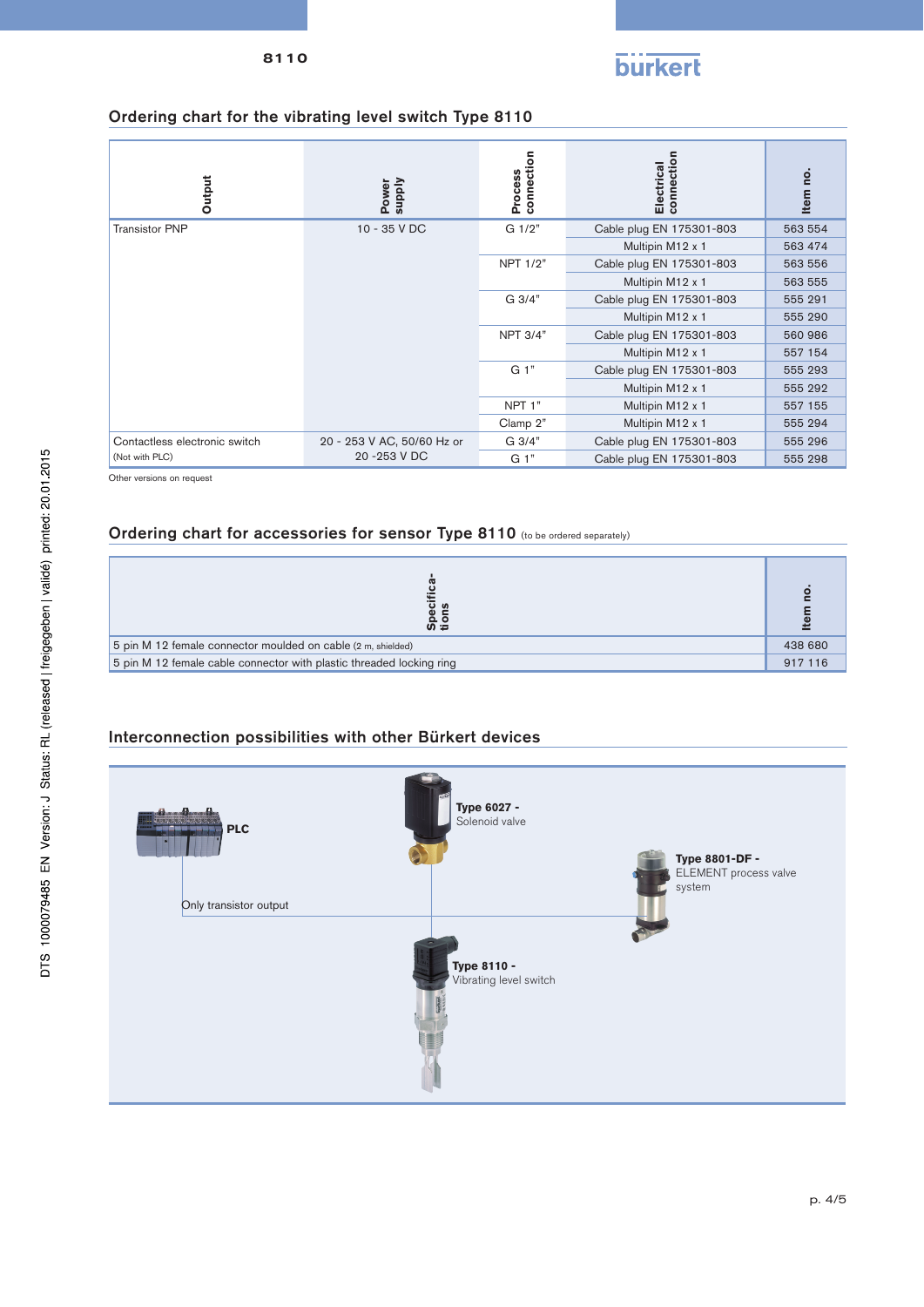## Ordering chart for the vibrating level switch Type 8110

| Output | Power supply | Process connection | Electrical connection | Item no. |
|---|---|---|---|---|
| Transistor PNP | 10 - 35 V DC | G 1/2" | Cable plug EN 175301-803 | 563 554 |
| | | | Multipin M12 x 1 | 563 474 |
| | | NPT 1/2" | Cable plug EN 175301-803 | 563 556 |
| | | | Multipin M12 x 1 | 563 555 |
| | | G 3/4" | Cable plug EN 175301-803 | 555 291 |
| | | | Multipin M12 x 1 | 555 290 |
| | | NPT 3/4" | Cable plug EN 175301-803 | 560 986 |
| | | | Multipin M12 x 1 | 557 154 |
| | | G 1" | Cable plug EN 175301-803 | 555 293 |
| | | | Multipin M12 x 1 | 555 292 |
| | | NPT 1" | Multipin M12 x 1 | 557 155 |
| | | Clamp 2" | Multipin M12 x 1 | 555 294 |
| Contactless electronic switch (Not with PLC) | 20 - 253 V AC, 50/60 Hz or 20 -253 V DC | G 3/4" | Cable plug EN 175301-803 | 555 296 |
| | | G 1" | Cable plug EN 175301-803 | 555 298 |

Other versions on request

## Ordering chart for accessories for sensor Type 8110 (to be ordered separately)

| Specifications | Item no. |
|---|---|
| 5 pin M 12 female connector moulded on cable (2 m, shielded) | 438 680 |
| 5 pin M 12 female cable connector with plastic threaded locking ring | 917 116 |

## Interconnection possibilities with other Bürkert devices

**PLC**

Only transistor output

**Type 6027 -** Solenoid valve

**Type 8801-DF -** ELEMENT process valve system

**Type 8110 -** Vibrating level switch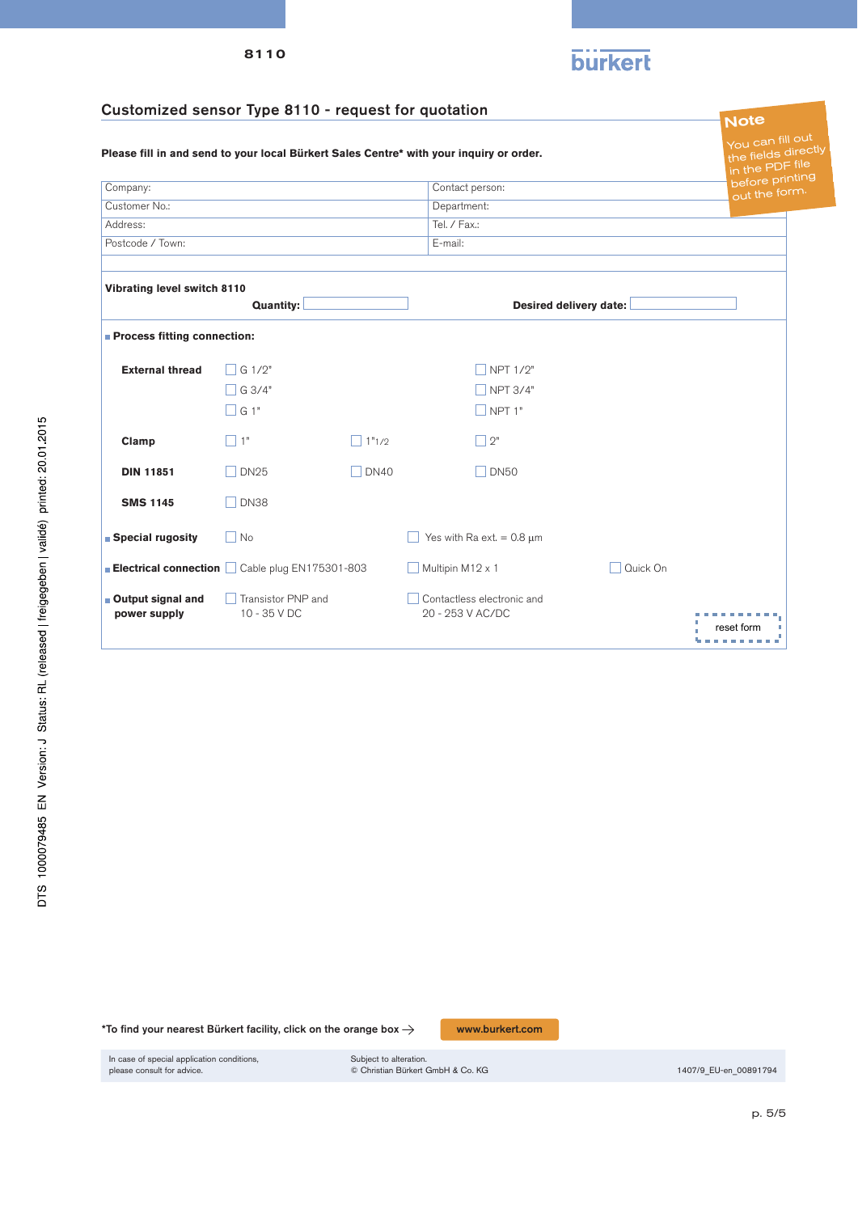## Customized sensor Type 8110 - request for quotation

**Note**
You can fill out the fields directly in the PDF file before printing out the form.

**Please fill in and send to your local Bürkert Sales Centre* with your inquiry or order.**

| | |
|---|---|
| Company: | Contact person: |
| Customer No.: | Department: |
| Address: | Tel. / Fax.: |
| Postcode / Town: | E-mail: |

**Vibrating level switch 8110**

**Quantity:** ______ **Desired delivery date:** ______

- **Process fitting connection:**

| | | | |
|---|---|---|---|
| **External thread** | ☐ G 1/2" | | ☐ NPT 1/2" |
| | ☐ G 3/4" | | ☐ NPT 3/4" |
| | ☐ G 1" | | ☐ NPT 1" |
| **Clamp** | ☐ 1" | ☐ 1"1/2 | ☐ 2" |
| **DIN 11851** | ☐ DN25 | ☐ DN40 | ☐ DN50 |
| **SMS 1145** | ☐ DN38 | | |

- **Special rugosity** ☐ No ☐ Yes with Ra ext. = 0.8 µm
- **Electrical connection** ☐ Cable plug EN175301-803 ☐ Multipin M12 x 1 ☐ Quick On
- **Output signal and power supply** ☐ Transistor PNP and 10 - 35 V DC ☐ Contactless electronic and 20 - 253 V AC/DC

reset form

*To find your nearest Bürkert facility, click on the orange box → **www.burkert.com**

In case of special application conditions, please consult for advice.

Subject to alteration.
© Christian Bürkert GmbH & Co. KG

1407/9_EU-en_00891794

DTS 1000079485 EN Version: J Status: RL (released | freigegeben | validé) printed: 20.01.2015